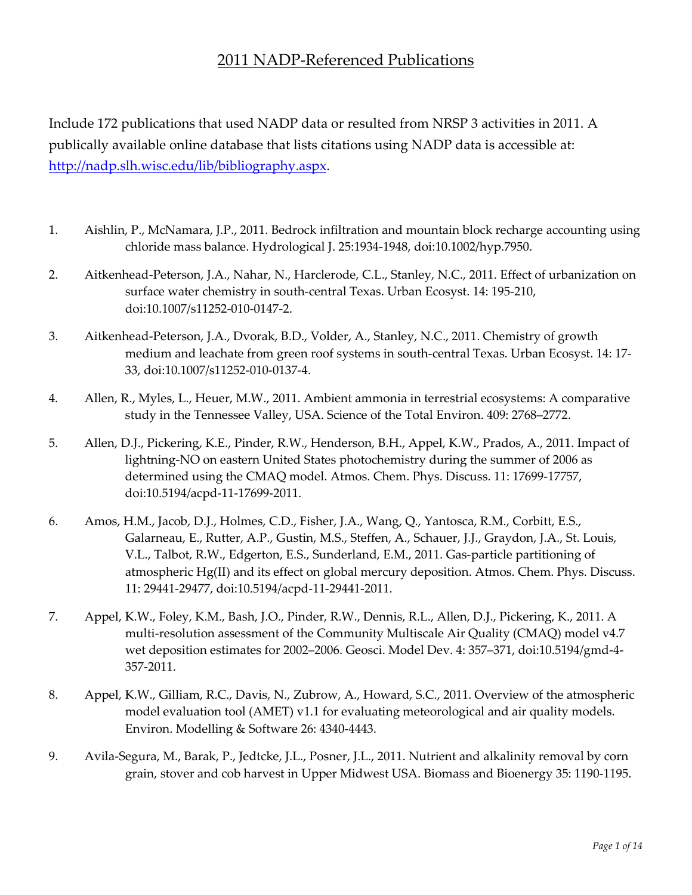# 2011 NADP-Referenced Publications

Include 172 publications that used NADP data or resulted from NRSP 3 activities in 2011. A publically available online database that lists citations using NADP data is accessible at: [http://nadp.slh.wisc.edu/lib/bibliography.aspx](http://nadp.slh.wisc.edu/lib/bibliography.aspx).

1. Aishlin, P., McNamara, J.P., 2011. Bedrock infiltration and mountain block recharge accounting using chloride mass balance. Hydrological J. 25:1934-1948, doi:10.1002/hyp.7950.

2. Aitkenhead-Peterson, J.A., Nahar, N., Harclerode, C.L., Stanley, N.C., 2011. Effect of urbanization on surface water chemistry in south-central Texas. Urban Ecosyst. 14: 195-210, doi:10.1007/s11252-010-0147-2.

3. Aitkenhead-Peterson, J.A., Dvorak, B.D., Volder, A., Stanley, N.C., 2011. Chemistry of growth medium and leachate from green roof systems in south-central Texas. Urban Ecosyst. 14: 17-33, doi:10.1007/s11252-010-0137-4.

4. Allen, R., Myles, L., Heuer, M.W., 2011. Ambient ammonia in terrestrial ecosystems: A comparative study in the Tennessee Valley, USA. Science of the Total Environ. 409: 2768–2772.

5. Allen, D.J., Pickering, K.E., Pinder, R.W., Henderson, B.H., Appel, K.W., Prados, A., 2011. Impact of lightning-NO on eastern United States photochemistry during the summer of 2006 as determined using the CMAQ model. Atmos. Chem. Phys. Discuss. 11: 17699-17757, doi:10.5194/acpd-11-17699-2011.

6. Amos, H.M., Jacob, D.J., Holmes, C.D., Fisher, J.A., Wang, Q., Yantosca, R.M., Corbitt, E.S., Galarneau, E., Rutter, A.P., Gustin, M.S., Steffen, A., Schauer, J.J., Graydon, J.A., St. Louis, V.L., Talbot, R.W., Edgerton, E.S., Sunderland, E.M., 2011. Gas-particle partitioning of atmospheric Hg(II) and its effect on global mercury deposition. Atmos. Chem. Phys. Discuss. 11: 29441-29477, doi:10.5194/acpd-11-29441-2011.

7. Appel, K.W., Foley, K.M., Bash, J.O., Pinder, R.W., Dennis, R.L., Allen, D.J., Pickering, K., 2011. A multi-resolution assessment of the Community Multiscale Air Quality (CMAQ) model v4.7 wet deposition estimates for 2002–2006. Geosci. Model Dev. 4: 357–371, doi:10.5194/gmd-4-357-2011.

8. Appel, K.W., Gilliam, R.C., Davis, N., Zubrow, A., Howard, S.C., 2011. Overview of the atmospheric model evaluation tool (AMET) v1.1 for evaluating meteorological and air quality models. Environ. Modelling & Software 26: 4340-4443.

9. Avila-Segura, M., Barak, P., Jedtcke, J.L., Posner, J.L., 2011. Nutrient and alkalinity removal by corn grain, stover and cob harvest in Upper Midwest USA. Biomass and Bioenergy 35: 1190-1195.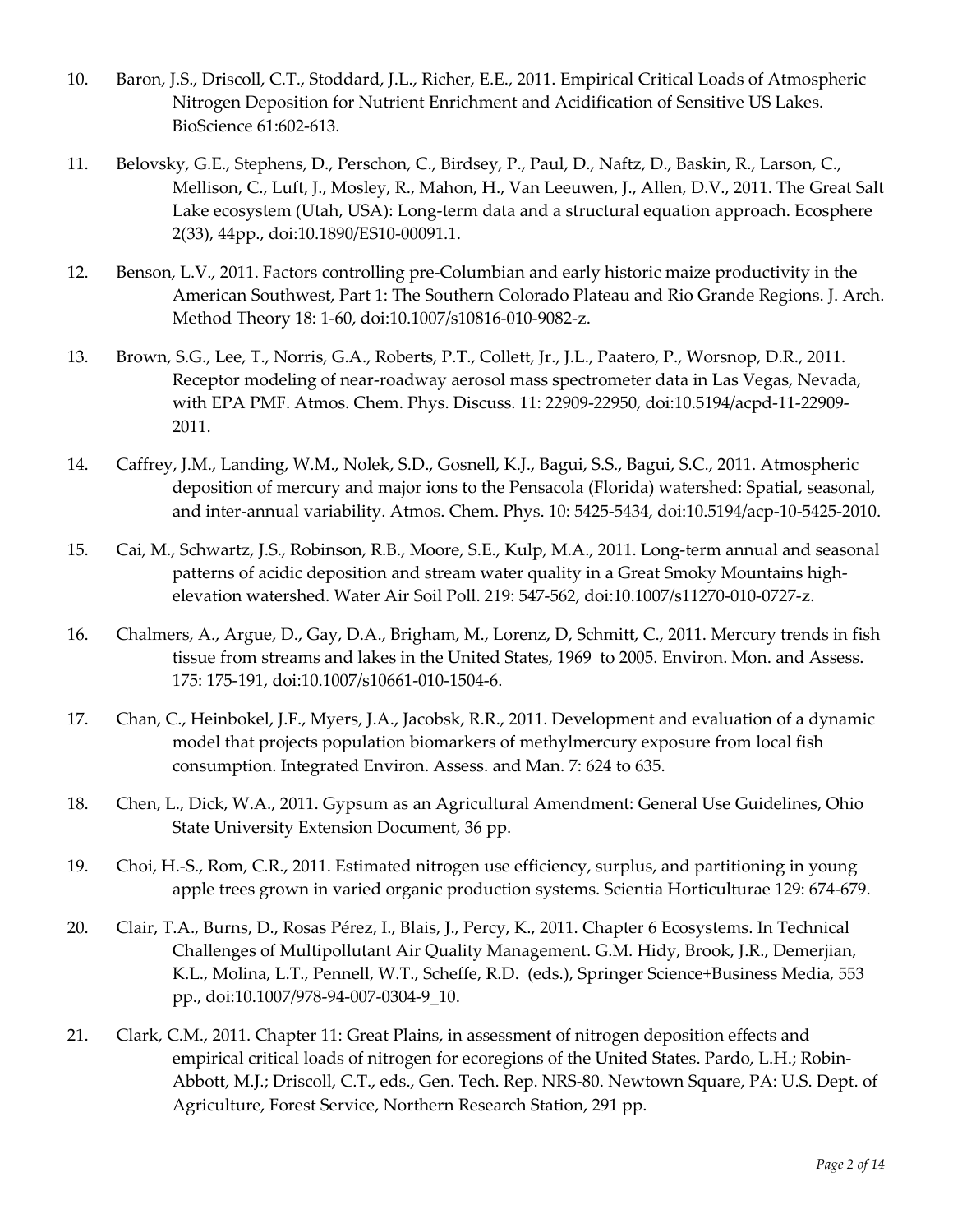10. Baron, J.S., Driscoll, C.T., Stoddard, J.L., Richer, E.E., 2011. Empirical Critical Loads of Atmospheric Nitrogen Deposition for Nutrient Enrichment and Acidification of Sensitive US Lakes. BioScience 61:602-613.

11. Belovsky, G.E., Stephens, D., Perschon, C., Birdsey, P., Paul, D., Naftz, D., Baskin, R., Larson, C., Mellison, C., Luft, J., Mosley, R., Mahon, H., Van Leeuwen, J., Allen, D.V., 2011. The Great Salt Lake ecosystem (Utah, USA): Long-term data and a structural equation approach. Ecosphere 2(33), 44pp., doi:10.1890/ES10-00091.1.

12. Benson, L.V., 2011. Factors controlling pre-Columbian and early historic maize productivity in the American Southwest, Part 1: The Southern Colorado Plateau and Rio Grande Regions. J. Arch. Method Theory 18: 1-60, doi:10.1007/s10816-010-9082-z.

13. Brown, S.G., Lee, T., Norris, G.A., Roberts, P.T., Collett, Jr., J.L., Paatero, P., Worsnop, D.R., 2011. Receptor modeling of near-roadway aerosol mass spectrometer data in Las Vegas, Nevada, with EPA PMF. Atmos. Chem. Phys. Discuss. 11: 22909-22950, doi:10.5194/acpd-11-22909-2011.

14. Caffrey, J.M., Landing, W.M., Nolek, S.D., Gosnell, K.J., Bagui, S.S., Bagui, S.C., 2011. Atmospheric deposition of mercury and major ions to the Pensacola (Florida) watershed: Spatial, seasonal, and inter-annual variability. Atmos. Chem. Phys. 10: 5425-5434, doi:10.5194/acp-10-5425-2010.

15. Cai, M., Schwartz, J.S., Robinson, R.B., Moore, S.E., Kulp, M.A., 2011. Long-term annual and seasonal patterns of acidic deposition and stream water quality in a Great Smoky Mountains high-elevation watershed. Water Air Soil Poll. 219: 547-562, doi:10.1007/s11270-010-0727-z.

16. Chalmers, A., Argue, D., Gay, D.A., Brigham, M., Lorenz, D, Schmitt, C., 2011. Mercury trends in fish tissue from streams and lakes in the United States, 1969 to 2005. Environ. Mon. and Assess. 175: 175-191, doi:10.1007/s10661-010-1504-6.

17. Chan, C., Heinbokel, J.F., Myers, J.A., Jacobsk, R.R., 2011. Development and evaluation of a dynamic model that projects population biomarkers of methylmercury exposure from local fish consumption. Integrated Environ. Assess. and Man. 7: 624 to 635.

18. Chen, L., Dick, W.A., 2011. Gypsum as an Agricultural Amendment: General Use Guidelines, Ohio State University Extension Document, 36 pp.

19. Choi, H.-S., Rom, C.R., 2011. Estimated nitrogen use efficiency, surplus, and partitioning in young apple trees grown in varied organic production systems. Scientia Horticulturae 129: 674-679.

20. Clair, T.A., Burns, D., Rosas Pérez, I., Blais, J., Percy, K., 2011. Chapter 6 Ecosystems. In Technical Challenges of Multipollutant Air Quality Management. G.M. Hidy, Brook, J.R., Demerjian, K.L., Molina, L.T., Pennell, W.T., Scheffe, R.D. (eds.), Springer Science+Business Media, 553 pp., doi:10.1007/978-94-007-0304-9_10.

21. Clark, C.M., 2011. Chapter 11: Great Plains, in assessment of nitrogen deposition effects and empirical critical loads of nitrogen for ecoregions of the United States. Pardo, L.H.; Robin-Abbott, M.J.; Driscoll, C.T., eds., Gen. Tech. Rep. NRS-80. Newtown Square, PA: U.S. Dept. of Agriculture, Forest Service, Northern Research Station, 291 pp.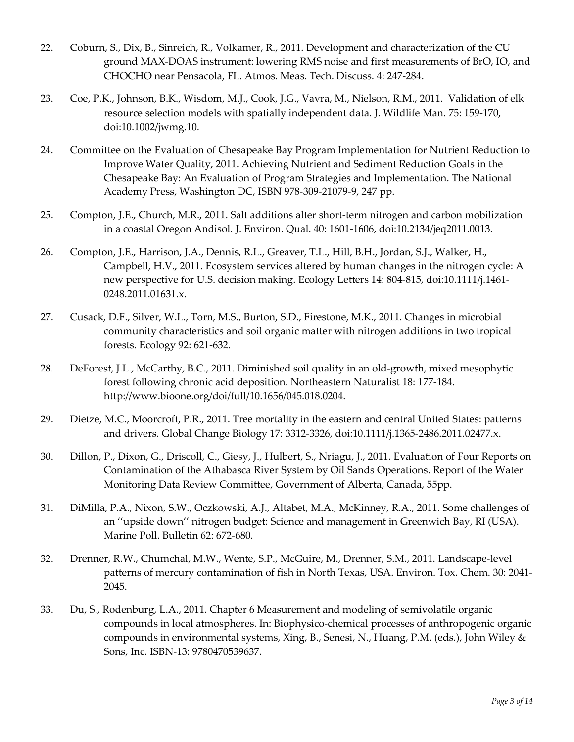22. Coburn, S., Dix, B., Sinreich, R., Volkamer, R., 2011. Development and characterization of the CU ground MAX-DOAS instrument: lowering RMS noise and first measurements of BrO, IO, and CHOCHO near Pensacola, FL. Atmos. Meas. Tech. Discuss. 4: 247-284.

23. Coe, P.K., Johnson, B.K., Wisdom, M.J., Cook, J.G., Vavra, M., Nielson, R.M., 2011. Validation of elk resource selection models with spatially independent data. J. Wildlife Man. 75: 159-170, doi:10.1002/jwmg.10.

24. Committee on the Evaluation of Chesapeake Bay Program Implementation for Nutrient Reduction to Improve Water Quality, 2011. Achieving Nutrient and Sediment Reduction Goals in the Chesapeake Bay: An Evaluation of Program Strategies and Implementation. The National Academy Press, Washington DC, ISBN 978-309-21079-9, 247 pp.

25. Compton, J.E., Church, M.R., 2011. Salt additions alter short-term nitrogen and carbon mobilization in a coastal Oregon Andisol. J. Environ. Qual. 40: 1601-1606, doi:10.2134/jeq2011.0013.

26. Compton, J.E., Harrison, J.A., Dennis, R.L., Greaver, T.L., Hill, B.H., Jordan, S.J., Walker, H., Campbell, H.V., 2011. Ecosystem services altered by human changes in the nitrogen cycle: A new perspective for U.S. decision making. Ecology Letters 14: 804-815, doi:10.1111/j.1461-0248.2011.01631.x.

27. Cusack, D.F., Silver, W.L., Torn, M.S., Burton, S.D., Firestone, M.K., 2011. Changes in microbial community characteristics and soil organic matter with nitrogen additions in two tropical forests. Ecology 92: 621-632.

28. DeForest, J.L., McCarthy, B.C., 2011. Diminished soil quality in an old-growth, mixed mesophytic forest following chronic acid deposition. Northeastern Naturalist 18: 177-184. http://www.bioone.org/doi/full/10.1656/045.018.0204.

29. Dietze, M.C., Moorcroft, P.R., 2011. Tree mortality in the eastern and central United States: patterns and drivers. Global Change Biology 17: 3312-3326, doi:10.1111/j.1365-2486.2011.02477.x.

30. Dillon, P., Dixon, G., Driscoll, C., Giesy, J., Hulbert, S., Nriagu, J., 2011. Evaluation of Four Reports on Contamination of the Athabasca River System by Oil Sands Operations. Report of the Water Monitoring Data Review Committee, Government of Alberta, Canada, 55pp.

31. DiMilla, P.A., Nixon, S.W., Oczkowski, A.J., Altabet, M.A., McKinney, R.A., 2011. Some challenges of an ''upside down'' nitrogen budget: Science and management in Greenwich Bay, RI (USA). Marine Poll. Bulletin 62: 672-680.

32. Drenner, R.W., Chumchal, M.W., Wente, S.P., McGuire, M., Drenner, S.M., 2011. Landscape-level patterns of mercury contamination of fish in North Texas, USA. Environ. Tox. Chem. 30: 2041-2045.

33. Du, S., Rodenburg, L.A., 2011. Chapter 6 Measurement and modeling of semivolatile organic compounds in local atmospheres. In: Biophysico-chemical processes of anthropogenic organic compounds in environmental systems, Xing, B., Senesi, N., Huang, P.M. (eds.), John Wiley & Sons, Inc. ISBN-13: 9780470539637.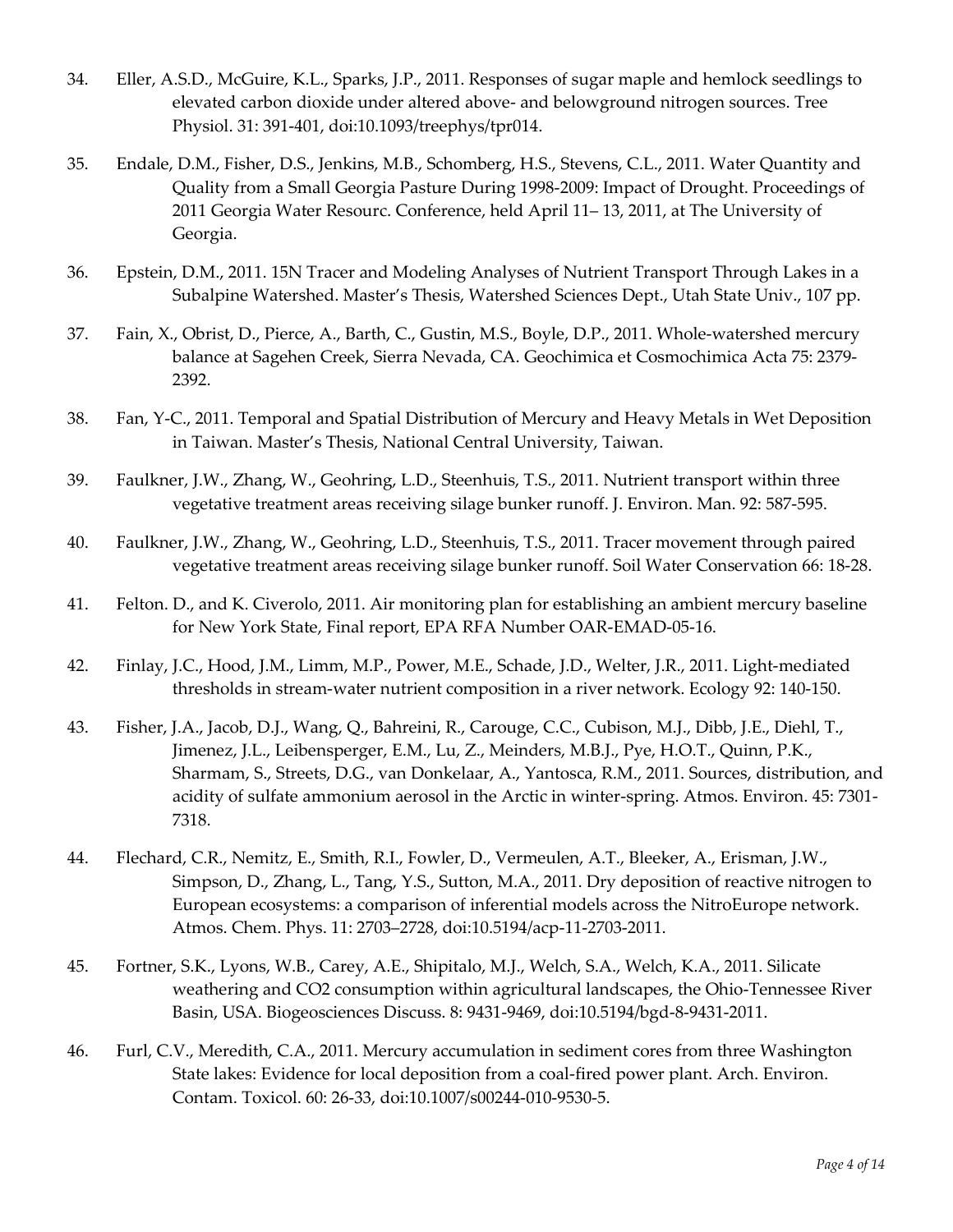34. Eller, A.S.D., McGuire, K.L., Sparks, J.P., 2011. Responses of sugar maple and hemlock seedlings to elevated carbon dioxide under altered above- and belowground nitrogen sources. Tree Physiol. 31: 391-401, doi:10.1093/treephys/tpr014.

35. Endale, D.M., Fisher, D.S., Jenkins, M.B., Schomberg, H.S., Stevens, C.L., 2011. Water Quantity and Quality from a Small Georgia Pasture During 1998-2009: Impact of Drought. Proceedings of 2011 Georgia Water Resourc. Conference, held April 11– 13, 2011, at The University of Georgia.

36. Epstein, D.M., 2011. 15N Tracer and Modeling Analyses of Nutrient Transport Through Lakes in a Subalpine Watershed. Master's Thesis, Watershed Sciences Dept., Utah State Univ., 107 pp.

37. Fain, X., Obrist, D., Pierce, A., Barth, C., Gustin, M.S., Boyle, D.P., 2011. Whole-watershed mercury balance at Sagehen Creek, Sierra Nevada, CA. Geochimica et Cosmochimica Acta 75: 2379-2392.

38. Fan, Y-C., 2011. Temporal and Spatial Distribution of Mercury and Heavy Metals in Wet Deposition in Taiwan. Master's Thesis, National Central University, Taiwan.

39. Faulkner, J.W., Zhang, W., Geohring, L.D., Steenhuis, T.S., 2011. Nutrient transport within three vegetative treatment areas receiving silage bunker runoff. J. Environ. Man. 92: 587-595.

40. Faulkner, J.W., Zhang, W., Geohring, L.D., Steenhuis, T.S., 2011. Tracer movement through paired vegetative treatment areas receiving silage bunker runoff. Soil Water Conservation 66: 18-28.

41. Felton. D., and K. Civerolo, 2011. Air monitoring plan for establishing an ambient mercury baseline for New York State, Final report, EPA RFA Number OAR-EMAD-05-16.

42. Finlay, J.C., Hood, J.M., Limm, M.P., Power, M.E., Schade, J.D., Welter, J.R., 2011. Light-mediated thresholds in stream-water nutrient composition in a river network. Ecology 92: 140-150.

43. Fisher, J.A., Jacob, D.J., Wang, Q., Bahreini, R., Carouge, C.C., Cubison, M.J., Dibb, J.E., Diehl, T., Jimenez, J.L., Leibensperger, E.M., Lu, Z., Meinders, M.B.J., Pye, H.O.T., Quinn, P.K., Sharmam, S., Streets, D.G., van Donkelaar, A., Yantosca, R.M., 2011. Sources, distribution, and acidity of sulfate ammonium aerosol in the Arctic in winter-spring. Atmos. Environ. 45: 7301-7318.

44. Flechard, C.R., Nemitz, E., Smith, R.I., Fowler, D., Vermeulen, A.T., Bleeker, A., Erisman, J.W., Simpson, D., Zhang, L., Tang, Y.S., Sutton, M.A., 2011. Dry deposition of reactive nitrogen to European ecosystems: a comparison of inferential models across the NitroEurope network. Atmos. Chem. Phys. 11: 2703–2728, doi:10.5194/acp-11-2703-2011.

45. Fortner, S.K., Lyons, W.B., Carey, A.E., Shipitalo, M.J., Welch, S.A., Welch, K.A., 2011. Silicate weathering and CO2 consumption within agricultural landscapes, the Ohio-Tennessee River Basin, USA. Biogeosciences Discuss. 8: 9431-9469, doi:10.5194/bgd-8-9431-2011.

46. Furl, C.V., Meredith, C.A., 2011. Mercury accumulation in sediment cores from three Washington State lakes: Evidence for local deposition from a coal-fired power plant. Arch. Environ. Contam. Toxicol. 60: 26-33, doi:10.1007/s00244-010-9530-5.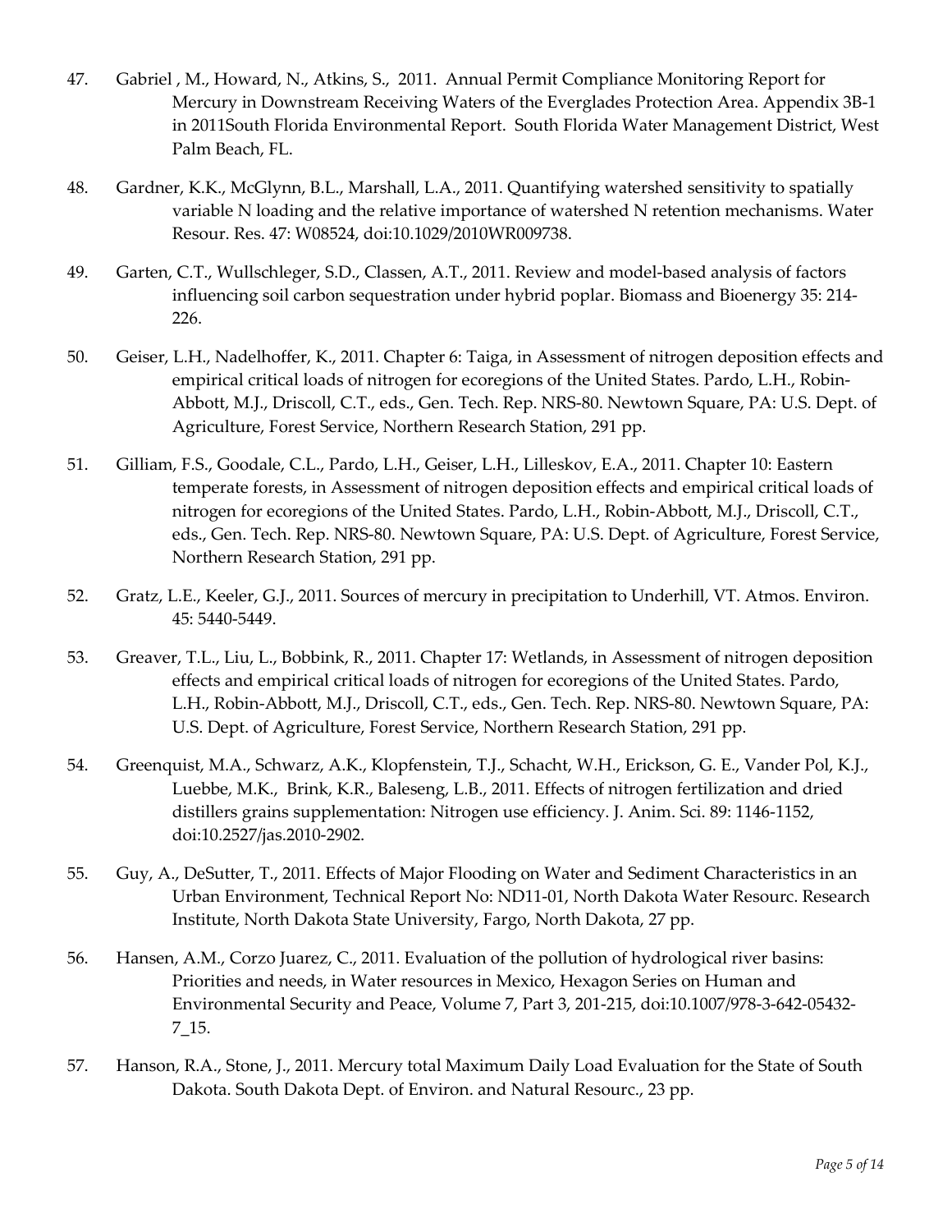47. Gabriel , M., Howard, N., Atkins, S., 2011. Annual Permit Compliance Monitoring Report for Mercury in Downstream Receiving Waters of the Everglades Protection Area. Appendix 3B-1 in 2011South Florida Environmental Report. South Florida Water Management District, West Palm Beach, FL.

48. Gardner, K.K., McGlynn, B.L., Marshall, L.A., 2011. Quantifying watershed sensitivity to spatially variable N loading and the relative importance of watershed N retention mechanisms. Water Resour. Res. 47: W08524, doi:10.1029/2010WR009738.

49. Garten, C.T., Wullschleger, S.D., Classen, A.T., 2011. Review and model-based analysis of factors influencing soil carbon sequestration under hybrid poplar. Biomass and Bioenergy 35: 214-226.

50. Geiser, L.H., Nadelhoffer, K., 2011. Chapter 6: Taiga, in Assessment of nitrogen deposition effects and empirical critical loads of nitrogen for ecoregions of the United States. Pardo, L.H., Robin-Abbott, M.J., Driscoll, C.T., eds., Gen. Tech. Rep. NRS-80. Newtown Square, PA: U.S. Dept. of Agriculture, Forest Service, Northern Research Station, 291 pp.

51. Gilliam, F.S., Goodale, C.L., Pardo, L.H., Geiser, L.H., Lilleskov, E.A., 2011. Chapter 10: Eastern temperate forests, in Assessment of nitrogen deposition effects and empirical critical loads of nitrogen for ecoregions of the United States. Pardo, L.H., Robin-Abbott, M.J., Driscoll, C.T., eds., Gen. Tech. Rep. NRS-80. Newtown Square, PA: U.S. Dept. of Agriculture, Forest Service, Northern Research Station, 291 pp.

52. Gratz, L.E., Keeler, G.J., 2011. Sources of mercury in precipitation to Underhill, VT. Atmos. Environ. 45: 5440-5449.

53. Greaver, T.L., Liu, L., Bobbink, R., 2011. Chapter 17: Wetlands, in Assessment of nitrogen deposition effects and empirical critical loads of nitrogen for ecoregions of the United States. Pardo, L.H., Robin-Abbott, M.J., Driscoll, C.T., eds., Gen. Tech. Rep. NRS-80. Newtown Square, PA: U.S. Dept. of Agriculture, Forest Service, Northern Research Station, 291 pp.

54. Greenquist, M.A., Schwarz, A.K., Klopfenstein, T.J., Schacht, W.H., Erickson, G. E., Vander Pol, K.J., Luebbe, M.K., Brink, K.R., Baleseng, L.B., 2011. Effects of nitrogen fertilization and dried distillers grains supplementation: Nitrogen use efficiency. J. Anim. Sci. 89: 1146-1152, doi:10.2527/jas.2010-2902.

55. Guy, A., DeSutter, T., 2011. Effects of Major Flooding on Water and Sediment Characteristics in an Urban Environment, Technical Report No: ND11-01, North Dakota Water Resourc. Research Institute, North Dakota State University, Fargo, North Dakota, 27 pp.

56. Hansen, A.M., Corzo Juarez, C., 2011. Evaluation of the pollution of hydrological river basins: Priorities and needs, in Water resources in Mexico, Hexagon Series on Human and Environmental Security and Peace, Volume 7, Part 3, 201-215, doi:10.1007/978-3-642-05432-7_15.

57. Hanson, R.A., Stone, J., 2011. Mercury total Maximum Daily Load Evaluation for the State of South Dakota. South Dakota Dept. of Environ. and Natural Resourc., 23 pp.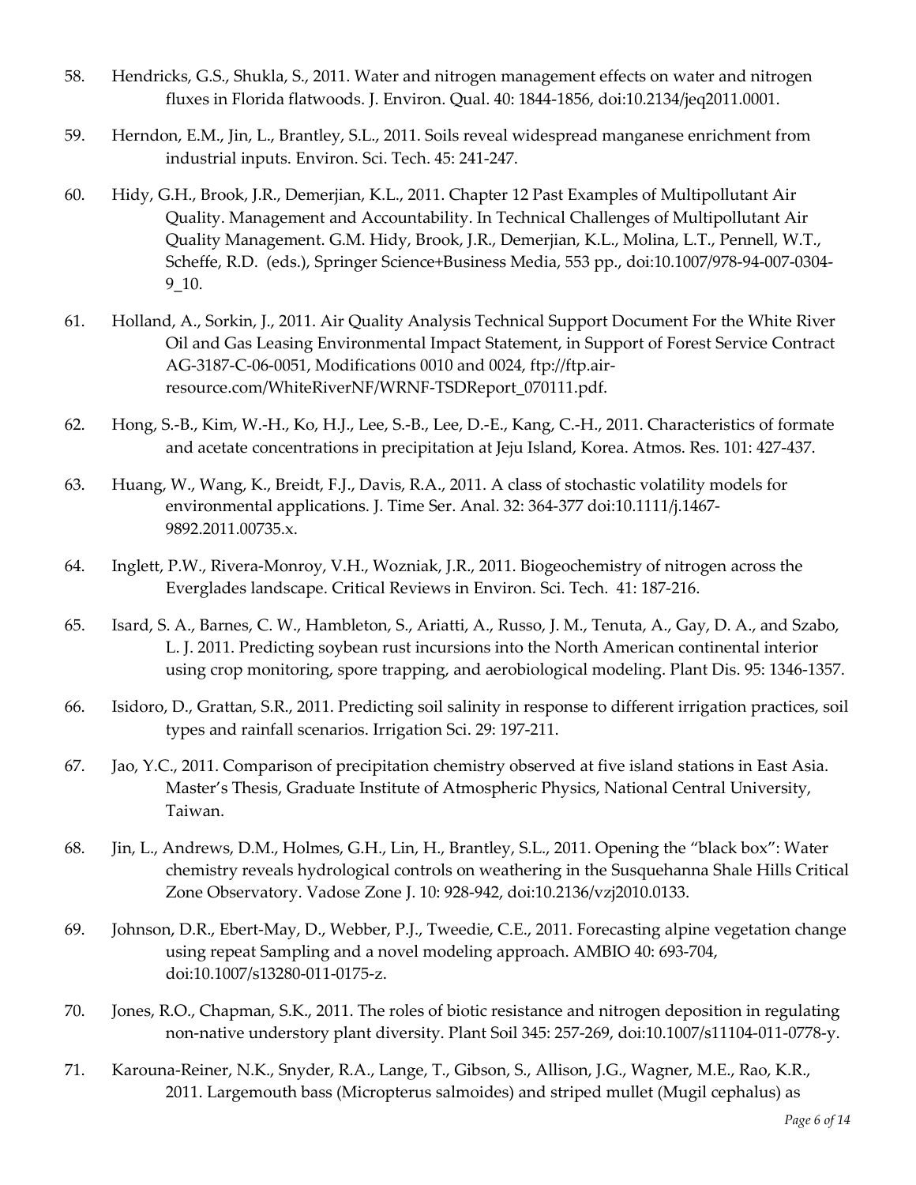58. Hendricks, G.S., Shukla, S., 2011. Water and nitrogen management effects on water and nitrogen fluxes in Florida flatwoods. J. Environ. Qual. 40: 1844-1856, doi:10.2134/jeq2011.0001.

59. Herndon, E.M., Jin, L., Brantley, S.L., 2011. Soils reveal widespread manganese enrichment from industrial inputs. Environ. Sci. Tech. 45: 241-247.

60. Hidy, G.H., Brook, J.R., Demerjian, K.L., 2011. Chapter 12 Past Examples of Multipollutant Air Quality. Management and Accountability. In Technical Challenges of Multipollutant Air Quality Management. G.M. Hidy, Brook, J.R., Demerjian, K.L., Molina, L.T., Pennell, W.T., Scheffe, R.D. (eds.), Springer Science+Business Media, 553 pp., doi:10.1007/978-94-007-0304-9_10.

61. Holland, A., Sorkin, J., 2011. Air Quality Analysis Technical Support Document For the White River Oil and Gas Leasing Environmental Impact Statement, in Support of Forest Service Contract AG-3187-C-06-0051, Modifications 0010 and 0024, ftp://ftp.air-resource.com/WhiteRiverNF/WRNF-TSDReport_070111.pdf.

62. Hong, S.-B., Kim, W.-H., Ko, H.J., Lee, S.-B., Lee, D.-E., Kang, C.-H., 2011. Characteristics of formate and acetate concentrations in precipitation at Jeju Island, Korea. Atmos. Res. 101: 427-437.

63. Huang, W., Wang, K., Breidt, F.J., Davis, R.A., 2011. A class of stochastic volatility models for environmental applications. J. Time Ser. Anal. 32: 364-377 doi:10.1111/j.1467-9892.2011.00735.x.

64. Inglett, P.W., Rivera-Monroy, V.H., Wozniak, J.R., 2011. Biogeochemistry of nitrogen across the Everglades landscape. Critical Reviews in Environ. Sci. Tech. 41: 187-216.

65. Isard, S. A., Barnes, C. W., Hambleton, S., Ariatti, A., Russo, J. M., Tenuta, A., Gay, D. A., and Szabo, L. J. 2011. Predicting soybean rust incursions into the North American continental interior using crop monitoring, spore trapping, and aerobiological modeling. Plant Dis. 95: 1346-1357.

66. Isidoro, D., Grattan, S.R., 2011. Predicting soil salinity in response to different irrigation practices, soil types and rainfall scenarios. Irrigation Sci. 29: 197-211.

67. Jao, Y.C., 2011. Comparison of precipitation chemistry observed at five island stations in East Asia. Master's Thesis, Graduate Institute of Atmospheric Physics, National Central University, Taiwan.

68. Jin, L., Andrews, D.M., Holmes, G.H., Lin, H., Brantley, S.L., 2011. Opening the "black box": Water chemistry reveals hydrological controls on weathering in the Susquehanna Shale Hills Critical Zone Observatory. Vadose Zone J. 10: 928-942, doi:10.2136/vzj2010.0133.

69. Johnson, D.R., Ebert-May, D., Webber, P.J., Tweedie, C.E., 2011. Forecasting alpine vegetation change using repeat Sampling and a novel modeling approach. AMBIO 40: 693-704, doi:10.1007/s13280-011-0175-z.

70. Jones, R.O., Chapman, S.K., 2011. The roles of biotic resistance and nitrogen deposition in regulating non-native understory plant diversity. Plant Soil 345: 257-269, doi:10.1007/s11104-011-0778-y.

71. Karouna-Reiner, N.K., Snyder, R.A., Lange, T., Gibson, S., Allison, J.G., Wagner, M.E., Rao, K.R., 2011. Largemouth bass (Micropterus salmoides) and striped mullet (Mugil cephalus) as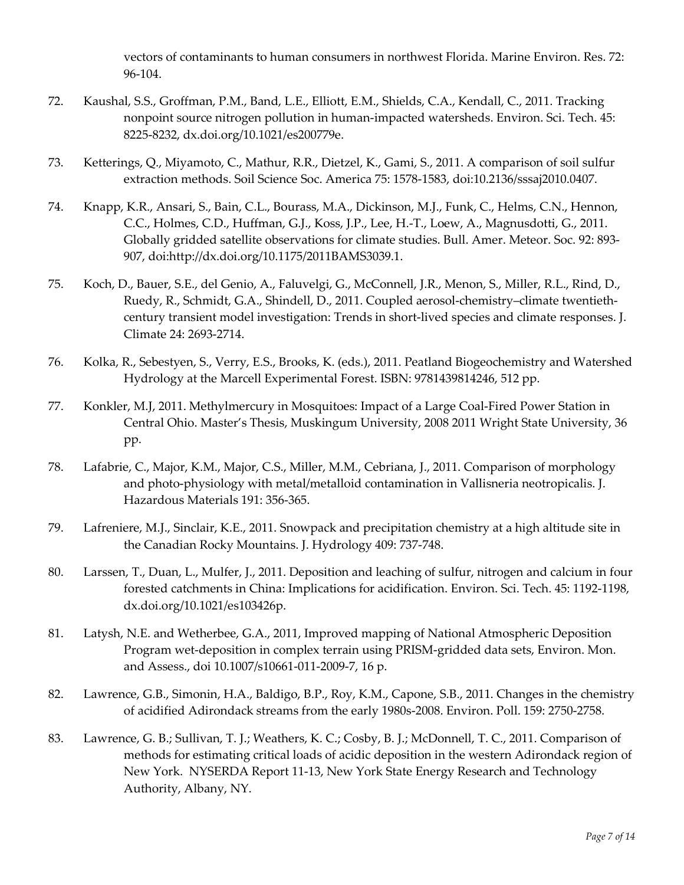vectors of contaminants to human consumers in northwest Florida. Marine Environ. Res. 72: 96-104.

72. Kaushal, S.S., Groffman, P.M., Band, L.E., Elliott, E.M., Shields, C.A., Kendall, C., 2011. Tracking nonpoint source nitrogen pollution in human-impacted watersheds. Environ. Sci. Tech. 45: 8225-8232, dx.doi.org/10.1021/es200779e.

73. Ketterings, Q., Miyamoto, C., Mathur, R.R., Dietzel, K., Gami, S., 2011. A comparison of soil sulfur extraction methods. Soil Science Soc. America 75: 1578-1583, doi:10.2136/sssaj2010.0407.

74. Knapp, K.R., Ansari, S., Bain, C.L., Bourass, M.A., Dickinson, M.J., Funk, C., Helms, C.N., Hennon, C.C., Holmes, C.D., Huffman, G.J., Koss, J.P., Lee, H.-T., Loew, A., Magnusdotti, G., 2011. Globally gridded satellite observations for climate studies. Bull. Amer. Meteor. Soc. 92: 893-907, doi:http://dx.doi.org/10.1175/2011BAMS3039.1.

75. Koch, D., Bauer, S.E., del Genio, A., Faluvelgi, G., McConnell, J.R., Menon, S., Miller, R.L., Rind, D., Ruedy, R., Schmidt, G.A., Shindell, D., 2011. Coupled aerosol-chemistry–climate twentieth-century transient model investigation: Trends in short-lived species and climate responses. J. Climate 24: 2693-2714.

76. Kolka, R., Sebestyen, S., Verry, E.S., Brooks, K. (eds.), 2011. Peatland Biogeochemistry and Watershed Hydrology at the Marcell Experimental Forest. ISBN: 9781439814246, 512 pp.

77. Konkler, M.J, 2011. Methylmercury in Mosquitoes: Impact of a Large Coal-Fired Power Station in Central Ohio. Master's Thesis, Muskingum University, 2008 2011 Wright State University, 36 pp.

78. Lafabrie, C., Major, K.M., Major, C.S., Miller, M.M., Cebriana, J., 2011. Comparison of morphology and photo-physiology with metal/metalloid contamination in Vallisneria neotropicalis. J. Hazardous Materials 191: 356-365.

79. Lafreniere, M.J., Sinclair, K.E., 2011. Snowpack and precipitation chemistry at a high altitude site in the Canadian Rocky Mountains. J. Hydrology 409: 737-748.

80. Larssen, T., Duan, L., Mulfer, J., 2011. Deposition and leaching of sulfur, nitrogen and calcium in four forested catchments in China: Implications for acidification. Environ. Sci. Tech. 45: 1192-1198, dx.doi.org/10.1021/es103426p.

81. Latysh, N.E. and Wetherbee, G.A., 2011, Improved mapping of National Atmospheric Deposition Program wet-deposition in complex terrain using PRISM-gridded data sets, Environ. Mon. and Assess., doi 10.1007/s10661-011-2009-7, 16 p.

82. Lawrence, G.B., Simonin, H.A., Baldigo, B.P., Roy, K.M., Capone, S.B., 2011. Changes in the chemistry of acidified Adirondack streams from the early 1980s-2008. Environ. Poll. 159: 2750-2758.

83. Lawrence, G. B.; Sullivan, T. J.; Weathers, K. C.; Cosby, B. J.; McDonnell, T. C., 2011. Comparison of methods for estimating critical loads of acidic deposition in the western Adirondack region of New York. NYSERDA Report 11-13, New York State Energy Research and Technology Authority, Albany, NY.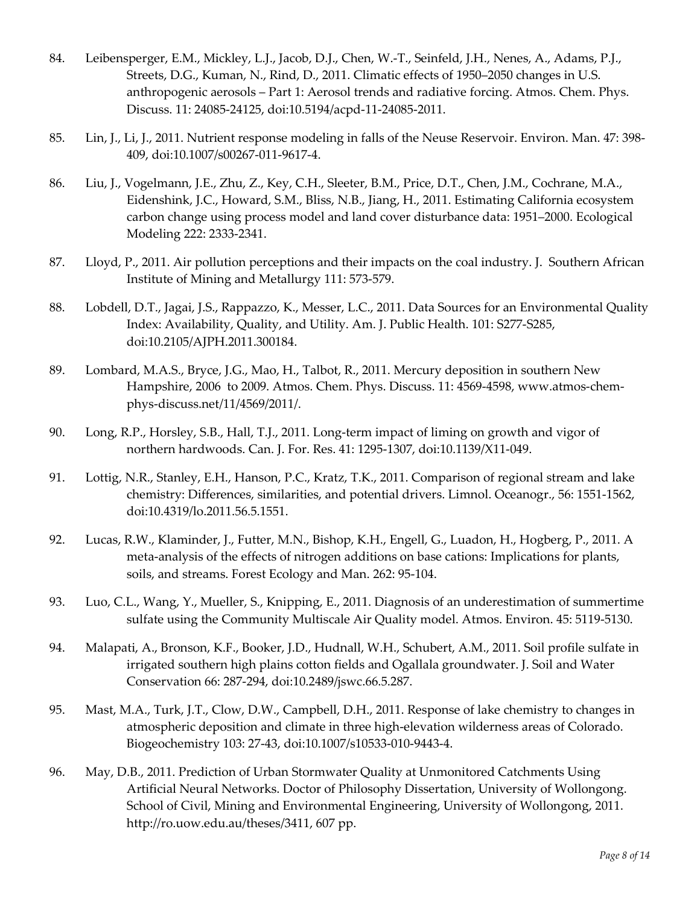84. Leibensperger, E.M., Mickley, L.J., Jacob, D.J., Chen, W.-T., Seinfeld, J.H., Nenes, A., Adams, P.J., Streets, D.G., Kuman, N., Rind, D., 2011. Climatic effects of 1950–2050 changes in U.S. anthropogenic aerosols – Part 1: Aerosol trends and radiative forcing. Atmos. Chem. Phys. Discuss. 11: 24085-24125, doi:10.5194/acpd-11-24085-2011.

85. Lin, J., Li, J., 2011. Nutrient response modeling in falls of the Neuse Reservoir. Environ. Man. 47: 398-409, doi:10.1007/s00267-011-9617-4.

86. Liu, J., Vogelmann, J.E., Zhu, Z., Key, C.H., Sleeter, B.M., Price, D.T., Chen, J.M., Cochrane, M.A., Eidenshink, J.C., Howard, S.M., Bliss, N.B., Jiang, H., 2011. Estimating California ecosystem carbon change using process model and land cover disturbance data: 1951–2000. Ecological Modeling 222: 2333-2341.

87. Lloyd, P., 2011. Air pollution perceptions and their impacts on the coal industry. J. Southern African Institute of Mining and Metallurgy 111: 573-579.

88. Lobdell, D.T., Jagai, J.S., Rappazzo, K., Messer, L.C., 2011. Data Sources for an Environmental Quality Index: Availability, Quality, and Utility. Am. J. Public Health. 101: S277-S285, doi:10.2105/AJPH.2011.300184.

89. Lombard, M.A.S., Bryce, J.G., Mao, H., Talbot, R., 2011. Mercury deposition in southern New Hampshire, 2006 to 2009. Atmos. Chem. Phys. Discuss. 11: 4569-4598, www.atmos-chem-phys-discuss.net/11/4569/2011/.

90. Long, R.P., Horsley, S.B., Hall, T.J., 2011. Long-term impact of liming on growth and vigor of northern hardwoods. Can. J. For. Res. 41: 1295-1307, doi:10.1139/X11-049.

91. Lottig, N.R., Stanley, E.H., Hanson, P.C., Kratz, T.K., 2011. Comparison of regional stream and lake chemistry: Differences, similarities, and potential drivers. Limnol. Oceanogr., 56: 1551-1562, doi:10.4319/lo.2011.56.5.1551.

92. Lucas, R.W., Klaminder, J., Futter, M.N., Bishop, K.H., Engell, G., Luadon, H., Hogberg, P., 2011. A meta-analysis of the effects of nitrogen additions on base cations: Implications for plants, soils, and streams. Forest Ecology and Man. 262: 95-104.

93. Luo, C.L., Wang, Y., Mueller, S., Knipping, E., 2011. Diagnosis of an underestimation of summertime sulfate using the Community Multiscale Air Quality model. Atmos. Environ. 45: 5119-5130.

94. Malapati, A., Bronson, K.F., Booker, J.D., Hudnall, W.H., Schubert, A.M., 2011. Soil profile sulfate in irrigated southern high plains cotton fields and Ogallala groundwater. J. Soil and Water Conservation 66: 287-294, doi:10.2489/jswc.66.5.287.

95. Mast, M.A., Turk, J.T., Clow, D.W., Campbell, D.H., 2011. Response of lake chemistry to changes in atmospheric deposition and climate in three high-elevation wilderness areas of Colorado. Biogeochemistry 103: 27-43, doi:10.1007/s10533-010-9443-4.

96. May, D.B., 2011. Prediction of Urban Stormwater Quality at Unmonitored Catchments Using Artificial Neural Networks. Doctor of Philosophy Dissertation, University of Wollongong. School of Civil, Mining and Environmental Engineering, University of Wollongong, 2011. http://ro.uow.edu.au/theses/3411, 607 pp.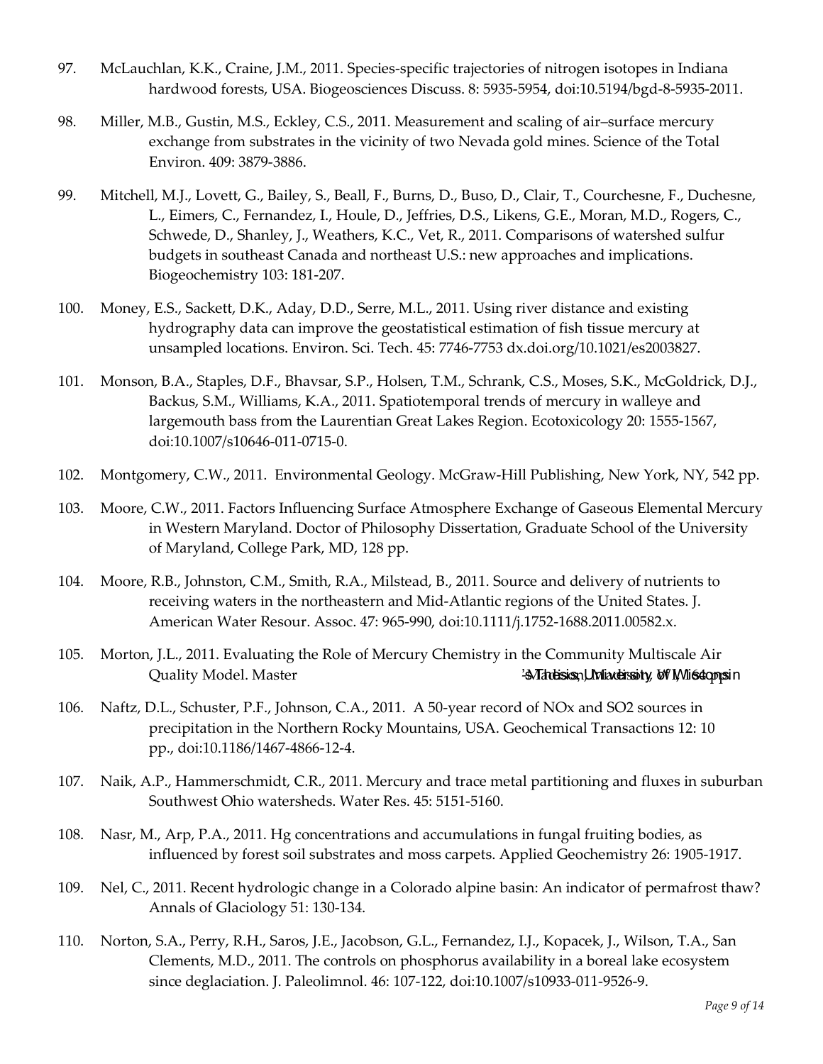97. McLauchlan, K.K., Craine, J.M., 2011. Species-specific trajectories of nitrogen isotopes in Indiana hardwood forests, USA. Biogeosciences Discuss. 8: 5935-5954, doi:10.5194/bgd-8-5935-2011.

98. Miller, M.B., Gustin, M.S., Eckley, C.S., 2011. Measurement and scaling of air–surface mercury exchange from substrates in the vicinity of two Nevada gold mines. Science of the Total Environ. 409: 3879-3886.

99. Mitchell, M.J., Lovett, G., Bailey, S., Beall, F., Burns, D., Buso, D., Clair, T., Courchesne, F., Duchesne, L., Eimers, C., Fernandez, I., Houle, D., Jeffries, D.S., Likens, G.E., Moran, M.D., Rogers, C., Schwede, D., Shanley, J., Weathers, K.C., Vet, R., 2011. Comparisons of watershed sulfur budgets in southeast Canada and northeast U.S.: new approaches and implications. Biogeochemistry 103: 181-207.

100. Money, E.S., Sackett, D.K., Aday, D.D., Serre, M.L., 2011. Using river distance and existing hydrography data can improve the geostatistical estimation of fish tissue mercury at unsampled locations. Environ. Sci. Tech. 45: 7746-7753 dx.doi.org/10.1021/es2003827.

101. Monson, B.A., Staples, D.F., Bhavsar, S.P., Holsen, T.M., Schrank, C.S., Moses, S.K., McGoldrick, D.J., Backus, S.M., Williams, K.A., 2011. Spatiotemporal trends of mercury in walleye and largemouth bass from the Laurentian Great Lakes Region. Ecotoxicology 20: 1555-1567, doi:10.1007/s10646-011-0715-0.

102. Montgomery, C.W., 2011. Environmental Geology. McGraw-Hill Publishing, New York, NY, 542 pp.

103. Moore, C.W., 2011. Factors Influencing Surface Atmosphere Exchange of Gaseous Elemental Mercury in Western Maryland. Doctor of Philosophy Dissertation, Graduate School of the University of Maryland, College Park, MD, 128 pp.

104. Moore, R.B., Johnston, C.M., Smith, R.A., Milstead, B., 2011. Source and delivery of nutrients to receiving waters in the northeastern and Mid-Atlantic regions of the United States. J. American Water Resour. Assoc. 47: 965-990, doi:10.1111/j.1752-1688.2011.00582.x.

105. Morton, J.L., 2011. Evaluating the Role of Mercury Chemistry in the Community Multiscale Air Quality Model. Master's Thesis, University of Wisconsin, Madison, WI, 164 pp.

106. Naftz, D.L., Schuster, P.F., Johnson, C.A., 2011. A 50-year record of NOx and SO2 sources in precipitation in the Northern Rocky Mountains, USA. Geochemical Transactions 12: 10 pp., doi:10.1186/1467-4866-12-4.

107. Naik, A.P., Hammerschmidt, C.R., 2011. Mercury and trace metal partitioning and fluxes in suburban Southwest Ohio watersheds. Water Res. 45: 5151-5160.

108. Nasr, M., Arp, P.A., 2011. Hg concentrations and accumulations in fungal fruiting bodies, as influenced by forest soil substrates and moss carpets. Applied Geochemistry 26: 1905-1917.

109. Nel, C., 2011. Recent hydrologic change in a Colorado alpine basin: An indicator of permafrost thaw? Annals of Glaciology 51: 130-134.

110. Norton, S.A., Perry, R.H., Saros, J.E., Jacobson, G.L., Fernandez, I.J., Kopacek, J., Wilson, T.A., San Clements, M.D., 2011. The controls on phosphorus availability in a boreal lake ecosystem since deglaciation. J. Paleolimnol. 46: 107-122, doi:10.1007/s10933-011-9526-9.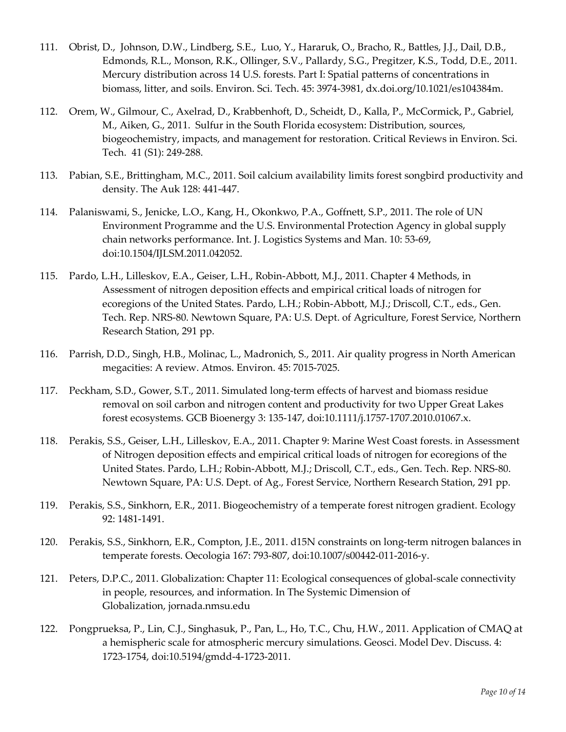111. Obrist, D., Johnson, D.W., Lindberg, S.E., Luo, Y., Hararuk, O., Bracho, R., Battles, J.J., Dail, D.B., Edmonds, R.L., Monson, R.K., Ollinger, S.V., Pallardy, S.G., Pregitzer, K.S., Todd, D.E., 2011. Mercury distribution across 14 U.S. forests. Part I: Spatial patterns of concentrations in biomass, litter, and soils. Environ. Sci. Tech. 45: 3974-3981, dx.doi.org/10.1021/es104384m.

112. Orem, W., Gilmour, C., Axelrad, D., Krabbenhoft, D., Scheidt, D., Kalla, P., McCormick, P., Gabriel, M., Aiken, G., 2011. Sulfur in the South Florida ecosystem: Distribution, sources, biogeochemistry, impacts, and management for restoration. Critical Reviews in Environ. Sci. Tech. 41 (S1): 249-288.

113. Pabian, S.E., Brittingham, M.C., 2011. Soil calcium availability limits forest songbird productivity and density. The Auk 128: 441-447.

114. Palaniswami, S., Jenicke, L.O., Kang, H., Okonkwo, P.A., Goffnett, S.P., 2011. The role of UN Environment Programme and the U.S. Environmental Protection Agency in global supply chain networks performance. Int. J. Logistics Systems and Man. 10: 53-69, doi:10.1504/IJLSM.2011.042052.

115. Pardo, L.H., Lilleskov, E.A., Geiser, L.H., Robin-Abbott, M.J., 2011. Chapter 4 Methods, in Assessment of nitrogen deposition effects and empirical critical loads of nitrogen for ecoregions of the United States. Pardo, L.H.; Robin-Abbott, M.J.; Driscoll, C.T., eds., Gen. Tech. Rep. NRS-80. Newtown Square, PA: U.S. Dept. of Agriculture, Forest Service, Northern Research Station, 291 pp.

116. Parrish, D.D., Singh, H.B., Molinac, L., Madronich, S., 2011. Air quality progress in North American megacities: A review. Atmos. Environ. 45: 7015-7025.

117. Peckham, S.D., Gower, S.T., 2011. Simulated long-term effects of harvest and biomass residue removal on soil carbon and nitrogen content and productivity for two Upper Great Lakes forest ecosystems. GCB Bioenergy 3: 135-147, doi:10.1111/j.1757-1707.2010.01067.x.

118. Perakis, S.S., Geiser, L.H., Lilleskov, E.A., 2011. Chapter 9: Marine West Coast forests. in Assessment of Nitrogen deposition effects and empirical critical loads of nitrogen for ecoregions of the United States. Pardo, L.H.; Robin-Abbott, M.J.; Driscoll, C.T., eds., Gen. Tech. Rep. NRS-80. Newtown Square, PA: U.S. Dept. of Ag., Forest Service, Northern Research Station, 291 pp.

119. Perakis, S.S., Sinkhorn, E.R., 2011. Biogeochemistry of a temperate forest nitrogen gradient. Ecology 92: 1481-1491.

120. Perakis, S.S., Sinkhorn, E.R., Compton, J.E., 2011. d15N constraints on long-term nitrogen balances in temperate forests. Oecologia 167: 793-807, doi:10.1007/s00442-011-2016-y.

121. Peters, D.P.C., 2011. Globalization: Chapter 11: Ecological consequences of global-scale connectivity in people, resources, and information. In The Systemic Dimension of Globalization, jornada.nmsu.edu

122. Pongprueksa, P., Lin, C.J., Singhasuk, P., Pan, L., Ho, T.C., Chu, H.W., 2011. Application of CMAQ at a hemispheric scale for atmospheric mercury simulations. Geosci. Model Dev. Discuss. 4: 1723-1754, doi:10.5194/gmdd-4-1723-2011.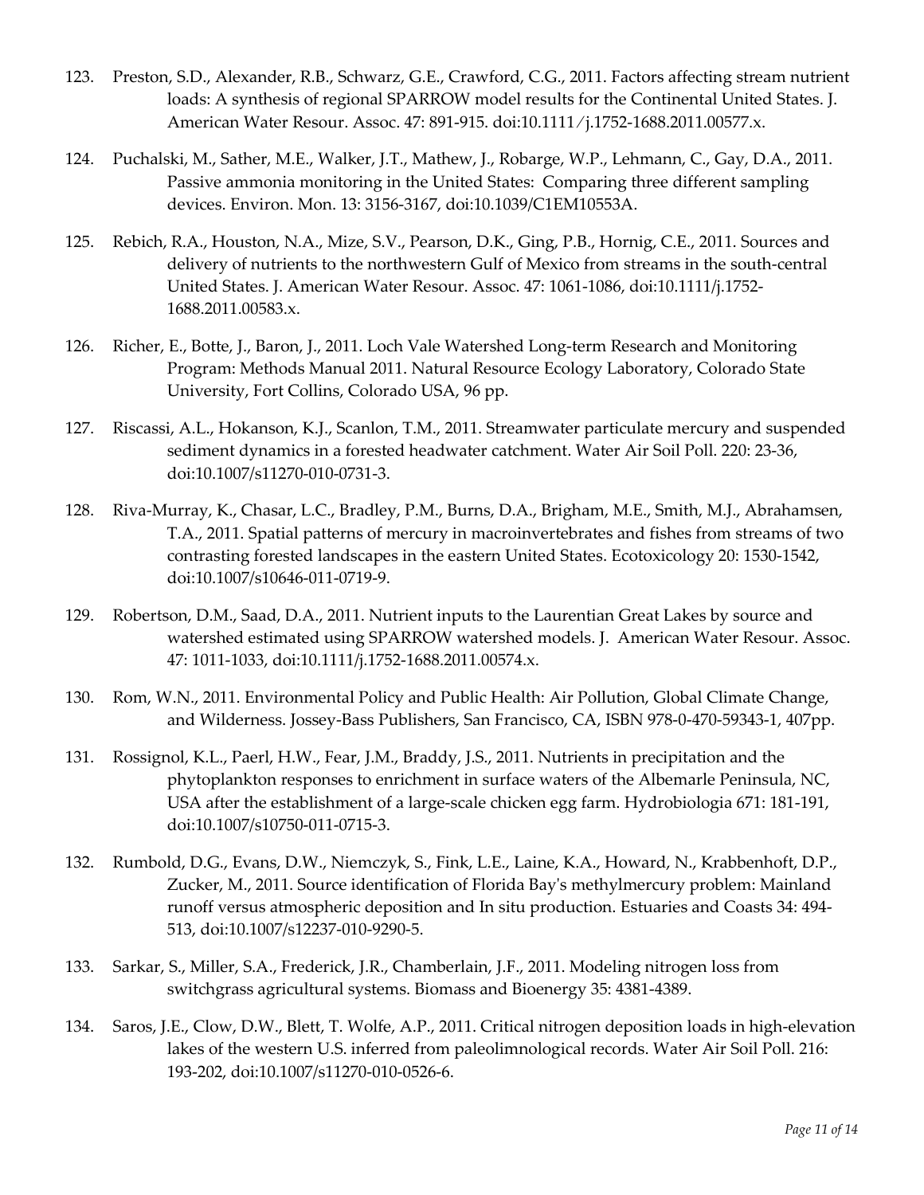123. Preston, S.D., Alexander, R.B., Schwarz, G.E., Crawford, C.G., 2011. Factors affecting stream nutrient loads: A synthesis of regional SPARROW model results for the Continental United States. J. American Water Resour. Assoc. 47: 891-915. doi:10.1111/j.1752-1688.2011.00577.x.

124. Puchalski, M., Sather, M.E., Walker, J.T., Mathew, J., Robarge, W.P., Lehmann, C., Gay, D.A., 2011. Passive ammonia monitoring in the United States: Comparing three different sampling devices. Environ. Mon. 13: 3156-3167, doi:10.1039/C1EM10553A.

125. Rebich, R.A., Houston, N.A., Mize, S.V., Pearson, D.K., Ging, P.B., Hornig, C.E., 2011. Sources and delivery of nutrients to the northwestern Gulf of Mexico from streams in the south-central United States. J. American Water Resour. Assoc. 47: 1061-1086, doi:10.1111/j.1752-1688.2011.00583.x.

126. Richer, E., Botte, J., Baron, J., 2011. Loch Vale Watershed Long-term Research and Monitoring Program: Methods Manual 2011. Natural Resource Ecology Laboratory, Colorado State University, Fort Collins, Colorado USA, 96 pp.

127. Riscassi, A.L., Hokanson, K.J., Scanlon, T.M., 2011. Streamwater particulate mercury and suspended sediment dynamics in a forested headwater catchment. Water Air Soil Poll. 220: 23-36, doi:10.1007/s11270-010-0731-3.

128. Riva-Murray, K., Chasar, L.C., Bradley, P.M., Burns, D.A., Brigham, M.E., Smith, M.J., Abrahamsen, T.A., 2011. Spatial patterns of mercury in macroinvertebrates and fishes from streams of two contrasting forested landscapes in the eastern United States. Ecotoxicology 20: 1530-1542, doi:10.1007/s10646-011-0719-9.

129. Robertson, D.M., Saad, D.A., 2011. Nutrient inputs to the Laurentian Great Lakes by source and watershed estimated using SPARROW watershed models. J. American Water Resour. Assoc. 47: 1011-1033, doi:10.1111/j.1752-1688.2011.00574.x.

130. Rom, W.N., 2011. Environmental Policy and Public Health: Air Pollution, Global Climate Change, and Wilderness. Jossey-Bass Publishers, San Francisco, CA, ISBN 978-0-470-59343-1, 407pp.

131. Rossignol, K.L., Paerl, H.W., Fear, J.M., Braddy, J.S., 2011. Nutrients in precipitation and the phytoplankton responses to enrichment in surface waters of the Albemarle Peninsula, NC, USA after the establishment of a large-scale chicken egg farm. Hydrobiologia 671: 181-191, doi:10.1007/s10750-011-0715-3.

132. Rumbold, D.G., Evans, D.W., Niemczyk, S., Fink, L.E., Laine, K.A., Howard, N., Krabbenhoft, D.P., Zucker, M., 2011. Source identification of Florida Bay's methylmercury problem: Mainland runoff versus atmospheric deposition and In situ production. Estuaries and Coasts 34: 494-513, doi:10.1007/s12237-010-9290-5.

133. Sarkar, S., Miller, S.A., Frederick, J.R., Chamberlain, J.F., 2011. Modeling nitrogen loss from switchgrass agricultural systems. Biomass and Bioenergy 35: 4381-4389.

134. Saros, J.E., Clow, D.W., Blett, T. Wolfe, A.P., 2011. Critical nitrogen deposition loads in high-elevation lakes of the western U.S. inferred from paleolimnological records. Water Air Soil Poll. 216: 193-202, doi:10.1007/s11270-010-0526-6.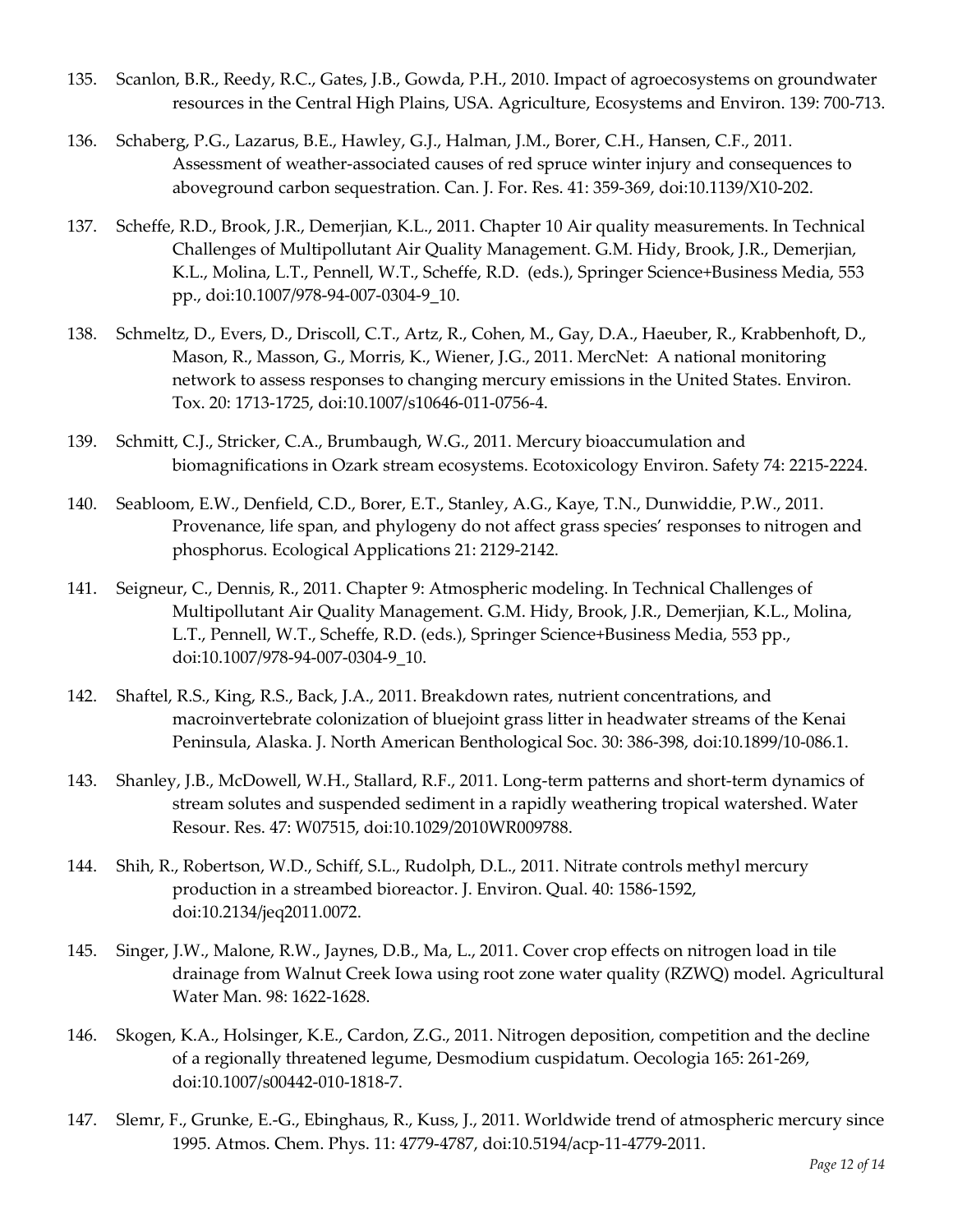135. Scanlon, B.R., Reedy, R.C., Gates, J.B., Gowda, P.H., 2010. Impact of agroecosystems on groundwater resources in the Central High Plains, USA. Agriculture, Ecosystems and Environ. 139: 700-713.

136. Schaberg, P.G., Lazarus, B.E., Hawley, G.J., Halman, J.M., Borer, C.H., Hansen, C.F., 2011. Assessment of weather-associated causes of red spruce winter injury and consequences to aboveground carbon sequestration. Can. J. For. Res. 41: 359-369, doi:10.1139/X10-202.

137. Scheffe, R.D., Brook, J.R., Demerjian, K.L., 2011. Chapter 10 Air quality measurements. In Technical Challenges of Multipollutant Air Quality Management. G.M. Hidy, Brook, J.R., Demerjian, K.L., Molina, L.T., Pennell, W.T., Scheffe, R.D. (eds.), Springer Science+Business Media, 553 pp., doi:10.1007/978-94-007-0304-9_10.

138. Schmeltz, D., Evers, D., Driscoll, C.T., Artz, R., Cohen, M., Gay, D.A., Haeuber, R., Krabbenhoft, D., Mason, R., Masson, G., Morris, K., Wiener, J.G., 2011. MercNet: A national monitoring network to assess responses to changing mercury emissions in the United States. Environ. Tox. 20: 1713-1725, doi:10.1007/s10646-011-0756-4.

139. Schmitt, C.J., Stricker, C.A., Brumbaugh, W.G., 2011. Mercury bioaccumulation and biomagnifications in Ozark stream ecosystems. Ecotoxicology Environ. Safety 74: 2215-2224.

140. Seabloom, E.W., Denfield, C.D., Borer, E.T., Stanley, A.G., Kaye, T.N., Dunwiddie, P.W., 2011. Provenance, life span, and phylogeny do not affect grass species' responses to nitrogen and phosphorus. Ecological Applications 21: 2129-2142.

141. Seigneur, C., Dennis, R., 2011. Chapter 9: Atmospheric modeling. In Technical Challenges of Multipollutant Air Quality Management. G.M. Hidy, Brook, J.R., Demerjian, K.L., Molina, L.T., Pennell, W.T., Scheffe, R.D. (eds.), Springer Science+Business Media, 553 pp., doi:10.1007/978-94-007-0304-9_10.

142. Shaftel, R.S., King, R.S., Back, J.A., 2011. Breakdown rates, nutrient concentrations, and macroinvertebrate colonization of bluejoint grass litter in headwater streams of the Kenai Peninsula, Alaska. J. North American Benthological Soc. 30: 386-398, doi:10.1899/10-086.1.

143. Shanley, J.B., McDowell, W.H., Stallard, R.F., 2011. Long-term patterns and short-term dynamics of stream solutes and suspended sediment in a rapidly weathering tropical watershed. Water Resour. Res. 47: W07515, doi:10.1029/2010WR009788.

144. Shih, R., Robertson, W.D., Schiff, S.L., Rudolph, D.L., 2011. Nitrate controls methyl mercury production in a streambed bioreactor. J. Environ. Qual. 40: 1586-1592, doi:10.2134/jeq2011.0072.

145. Singer, J.W., Malone, R.W., Jaynes, D.B., Ma, L., 2011. Cover crop effects on nitrogen load in tile drainage from Walnut Creek Iowa using root zone water quality (RZWQ) model. Agricultural Water Man. 98: 1622-1628.

146. Skogen, K.A., Holsinger, K.E., Cardon, Z.G., 2011. Nitrogen deposition, competition and the decline of a regionally threatened legume, Desmodium cuspidatum. Oecologia 165: 261-269, doi:10.1007/s00442-010-1818-7.

147. Slemr, F., Grunke, E.-G., Ebinghaus, R., Kuss, J., 2011. Worldwide trend of atmospheric mercury since 1995. Atmos. Chem. Phys. 11: 4779-4787, doi:10.5194/acp-11-4779-2011.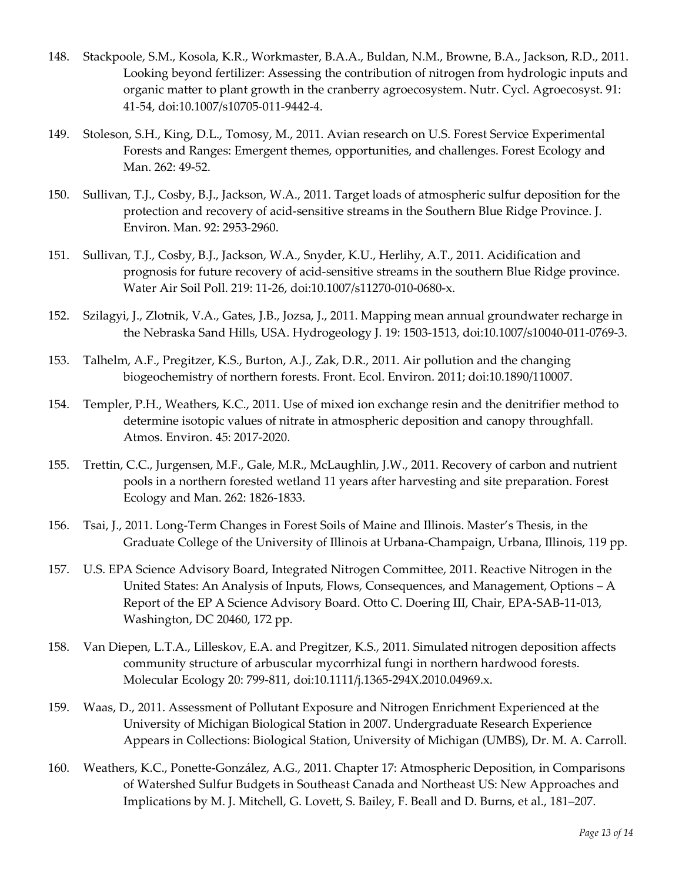148. Stackpoole, S.M., Kosola, K.R., Workmaster, B.A.A., Buldan, N.M., Browne, B.A., Jackson, R.D., 2011. Looking beyond fertilizer: Assessing the contribution of nitrogen from hydrologic inputs and organic matter to plant growth in the cranberry agroecosystem. Nutr. Cycl. Agroecosyst. 91: 41-54, doi:10.1007/s10705-011-9442-4.

149. Stoleson, S.H., King, D.L., Tomosy, M., 2011. Avian research on U.S. Forest Service Experimental Forests and Ranges: Emergent themes, opportunities, and challenges. Forest Ecology and Man. 262: 49-52.

150. Sullivan, T.J., Cosby, B.J., Jackson, W.A., 2011. Target loads of atmospheric sulfur deposition for the protection and recovery of acid-sensitive streams in the Southern Blue Ridge Province. J. Environ. Man. 92: 2953-2960.

151. Sullivan, T.J., Cosby, B.J., Jackson, W.A., Snyder, K.U., Herlihy, A.T., 2011. Acidification and prognosis for future recovery of acid-sensitive streams in the southern Blue Ridge province. Water Air Soil Poll. 219: 11-26, doi:10.1007/s11270-010-0680-x.

152. Szilagyi, J., Zlotnik, V.A., Gates, J.B., Jozsa, J., 2011. Mapping mean annual groundwater recharge in the Nebraska Sand Hills, USA. Hydrogeology J. 19: 1503-1513, doi:10.1007/s10040-011-0769-3.

153. Talhelm, A.F., Pregitzer, K.S., Burton, A.J., Zak, D.R., 2011. Air pollution and the changing biogeochemistry of northern forests. Front. Ecol. Environ. 2011; doi:10.1890/110007.

154. Templer, P.H., Weathers, K.C., 2011. Use of mixed ion exchange resin and the denitrifier method to determine isotopic values of nitrate in atmospheric deposition and canopy throughfall. Atmos. Environ. 45: 2017-2020.

155. Trettin, C.C., Jurgensen, M.F., Gale, M.R., McLaughlin, J.W., 2011. Recovery of carbon and nutrient pools in a northern forested wetland 11 years after harvesting and site preparation. Forest Ecology and Man. 262: 1826-1833.

156. Tsai, J., 2011. Long-Term Changes in Forest Soils of Maine and Illinois. Master's Thesis, in the Graduate College of the University of Illinois at Urbana-Champaign, Urbana, Illinois, 119 pp.

157. U.S. EPA Science Advisory Board, Integrated Nitrogen Committee, 2011. Reactive Nitrogen in the United States: An Analysis of Inputs, Flows, Consequences, and Management, Options – A Report of the EP A Science Advisory Board. Otto C. Doering III, Chair, EPA-SAB-11-013, Washington, DC 20460, 172 pp.

158. Van Diepen, L.T.A., Lilleskov, E.A. and Pregitzer, K.S., 2011. Simulated nitrogen deposition affects community structure of arbuscular mycorrhizal fungi in northern hardwood forests. Molecular Ecology 20: 799-811, doi:10.1111/j.1365-294X.2010.04969.x.

159. Waas, D., 2011. Assessment of Pollutant Exposure and Nitrogen Enrichment Experienced at the University of Michigan Biological Station in 2007. Undergraduate Research Experience Appears in Collections: Biological Station, University of Michigan (UMBS), Dr. M. A. Carroll.

160. Weathers, K.C., Ponette-González, A.G., 2011. Chapter 17: Atmospheric Deposition, in Comparisons of Watershed Sulfur Budgets in Southeast Canada and Northeast US: New Approaches and Implications by M. J. Mitchell, G. Lovett, S. Bailey, F. Beall and D. Burns, et al., 181–207.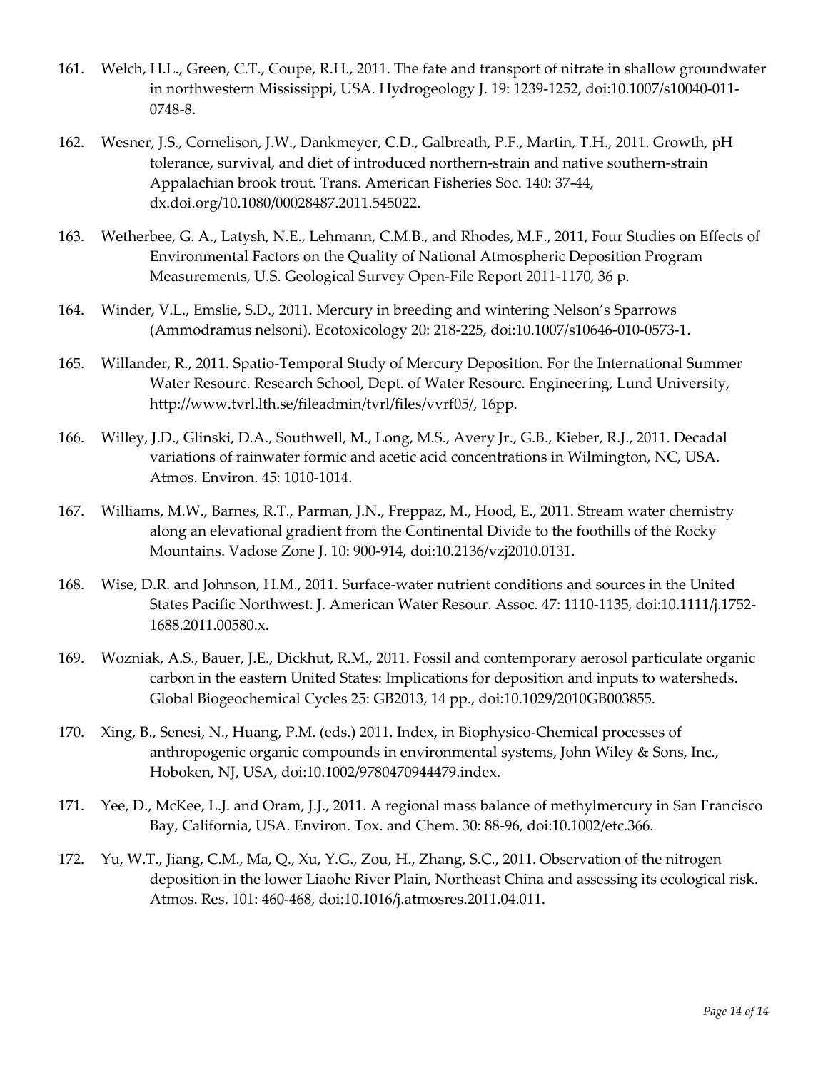161. Welch, H.L., Green, C.T., Coupe, R.H., 2011. The fate and transport of nitrate in shallow groundwater in northwestern Mississippi, USA. Hydrogeology J. 19: 1239-1252, doi:10.1007/s10040-011-0748-8.

162. Wesner, J.S., Cornelison, J.W., Dankmeyer, C.D., Galbreath, P.F., Martin, T.H., 2011. Growth, pH tolerance, survival, and diet of introduced northern-strain and native southern-strain Appalachian brook trout. Trans. American Fisheries Soc. 140: 37-44, dx.doi.org/10.1080/00028487.2011.545022.

163. Wetherbee, G. A., Latysh, N.E., Lehmann, C.M.B., and Rhodes, M.F., 2011, Four Studies on Effects of Environmental Factors on the Quality of National Atmospheric Deposition Program Measurements, U.S. Geological Survey Open-File Report 2011-1170, 36 p.

164. Winder, V.L., Emslie, S.D., 2011. Mercury in breeding and wintering Nelson's Sparrows (Ammodramus nelsoni). Ecotoxicology 20: 218-225, doi:10.1007/s10646-010-0573-1.

165. Willander, R., 2011. Spatio-Temporal Study of Mercury Deposition. For the International Summer Water Resourc. Research School, Dept. of Water Resourc. Engineering, Lund University, http://www.tvrl.lth.se/fileadmin/tvrl/files/vvrf05/, 16pp.

166. Willey, J.D., Glinski, D.A., Southwell, M., Long, M.S., Avery Jr., G.B., Kieber, R.J., 2011. Decadal variations of rainwater formic and acetic acid concentrations in Wilmington, NC, USA. Atmos. Environ. 45: 1010-1014.

167. Williams, M.W., Barnes, R.T., Parman, J.N., Freppaz, M., Hood, E., 2011. Stream water chemistry along an elevational gradient from the Continental Divide to the foothills of the Rocky Mountains. Vadose Zone J. 10: 900-914, doi:10.2136/vzj2010.0131.

168. Wise, D.R. and Johnson, H.M., 2011. Surface-water nutrient conditions and sources in the United States Pacific Northwest. J. American Water Resour. Assoc. 47: 1110-1135, doi:10.1111/j.1752-1688.2011.00580.x.

169. Wozniak, A.S., Bauer, J.E., Dickhut, R.M., 2011. Fossil and contemporary aerosol particulate organic carbon in the eastern United States: Implications for deposition and inputs to watersheds. Global Biogeochemical Cycles 25: GB2013, 14 pp., doi:10.1029/2010GB003855.

170. Xing, B., Senesi, N., Huang, P.M. (eds.) 2011. Index, in Biophysico-Chemical processes of anthropogenic organic compounds in environmental systems, John Wiley & Sons, Inc., Hoboken, NJ, USA, doi:10.1002/9780470944479.index.

171. Yee, D., McKee, L.J. and Oram, J.J., 2011. A regional mass balance of methylmercury in San Francisco Bay, California, USA. Environ. Tox. and Chem. 30: 88-96, doi:10.1002/etc.366.

172. Yu, W.T., Jiang, C.M., Ma, Q., Xu, Y.G., Zou, H., Zhang, S.C., 2011. Observation of the nitrogen deposition in the lower Liaohe River Plain, Northeast China and assessing its ecological risk. Atmos. Res. 101: 460-468, doi:10.1016/j.atmosres.2011.04.011.